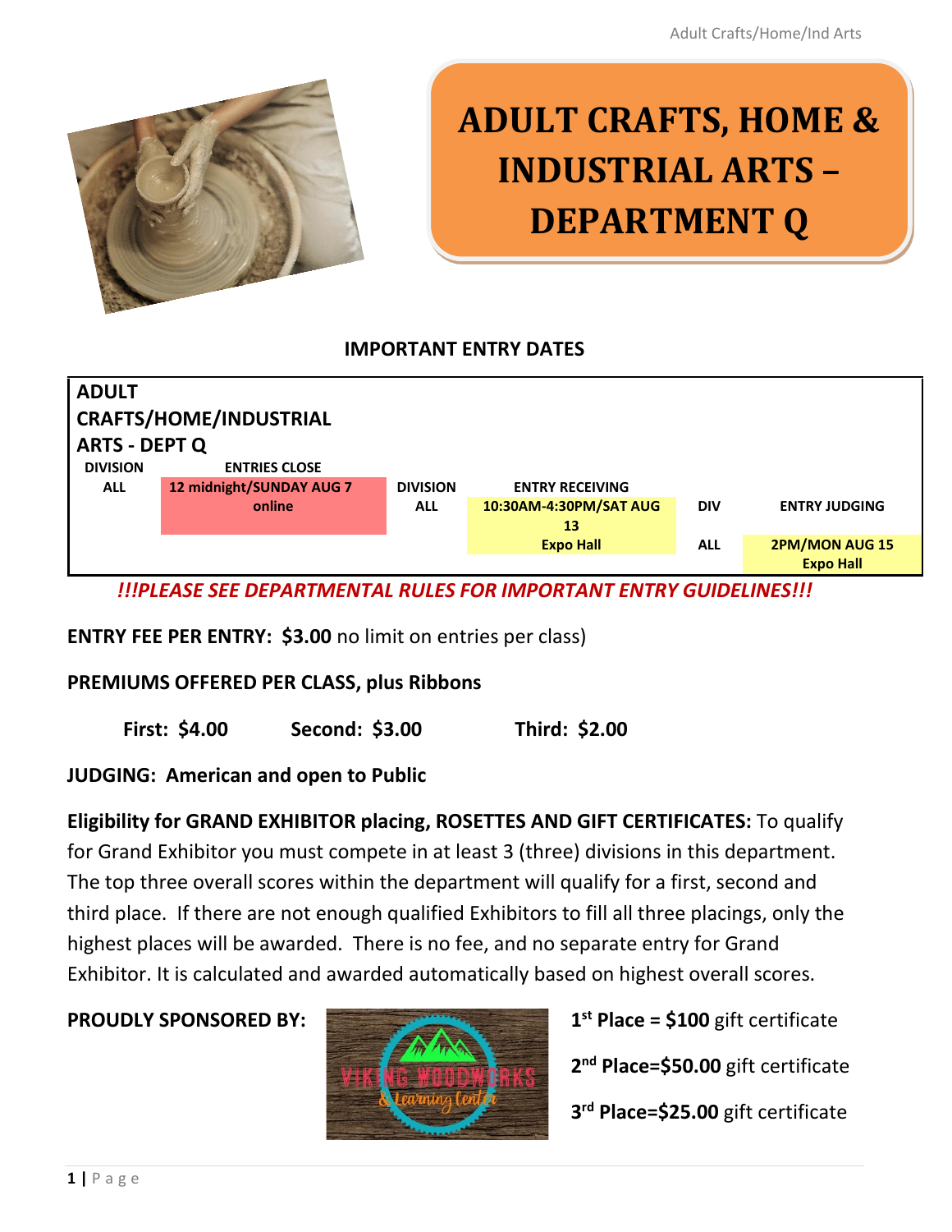# ADULT CRAFTS, HOME & INDUSTRIAL ARTS – DEPARTMENT Q

## IMPORTANT ENTRY DATES

| ADULT CRAFTS/HOME/INDUSTRIAL ARTS - DEPT Q | | | | | |
|---|---|---|---|---|---|
| DIVISION | ENTRIES CLOSE | DIVISION | ENTRY RECEIVING | DIV | ENTRY JUDGING |
| ALL | 12 midnight/SUNDAY AUG 7 online | ALL | 10:30AM-4:30PM/SAT AUG 13 Expo Hall | ALL | 2PM/MON AUG 15 Expo Hall |

***!!!PLEASE SEE DEPARTMENTAL RULES FOR IMPORTANT ENTRY GUIDELINES!!!***

**ENTRY FEE PER ENTRY: $3.00** no limit on entries per class)

**PREMIUMS OFFERED PER CLASS, plus Ribbons**

**First: $4.00** **Second: $3.00** **Third: $2.00**

**JUDGING: American and open to Public**

**Eligibility for GRAND EXHIBITOR placing, ROSETTES AND GIFT CERTIFICATES:** To qualify for Grand Exhibitor you must compete in at least 3 (three) divisions in this department. The top three overall scores within the department will qualify for a first, second and third place. If there are not enough qualified Exhibitors to fill all three placings, only the highest places will be awarded. There is no fee, and no separate entry for Grand Exhibitor. It is calculated and awarded automatically based on highest overall scores.

**PROUDLY SPONSORED BY:** VIKING WOODWORKS & Learning Center

**1st Place = $100** gift certificate

**2nd Place=$50.00** gift certificate

**3rd Place=$25.00** gift certificate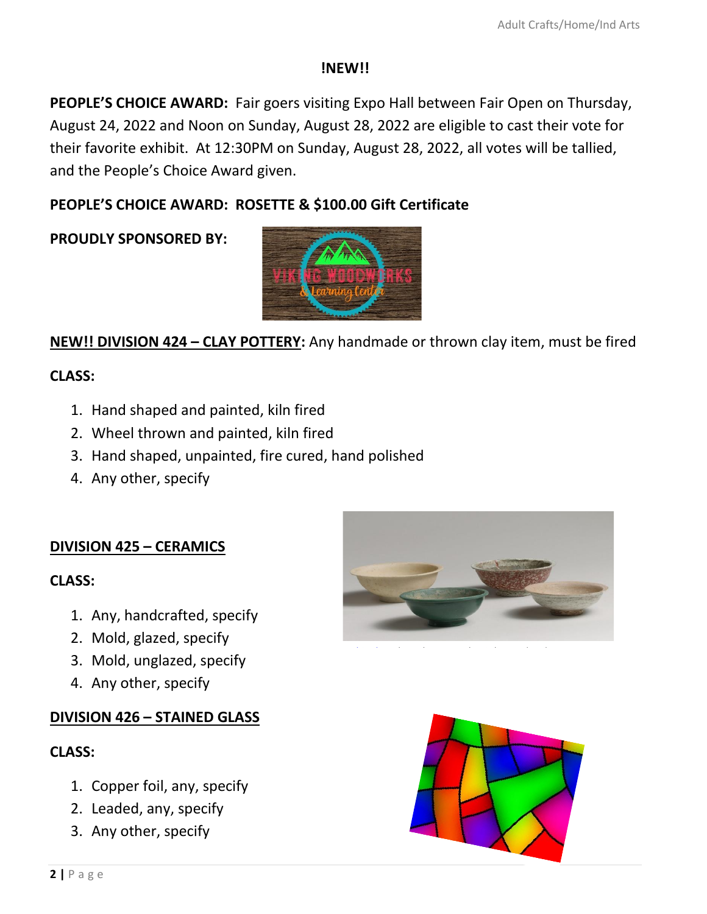**!NEW!!**

**PEOPLE'S CHOICE AWARD:** Fair goers visiting Expo Hall between Fair Open on Thursday, August 24, 2022 and Noon on Sunday, August 28, 2022 are eligible to cast their vote for their favorite exhibit. At 12:30PM on Sunday, August 28, 2022, all votes will be tallied, and the People's Choice Award given.

**PEOPLE'S CHOICE AWARD: ROSETTE & $100.00 Gift Certificate**

**PROUDLY SPONSORED BY:**

**NEW!! DIVISION 424 – CLAY POTTERY:** Any handmade or thrown clay item, must be fired

**CLASS:**

1. Hand shaped and painted, kiln fired
2. Wheel thrown and painted, kiln fired
3. Hand shaped, unpainted, fire cured, hand polished
4. Any other, specify

**DIVISION 425 – CERAMICS**

**CLASS:**

1. Any, handcrafted, specify
2. Mold, glazed, specify
3. Mold, unglazed, specify
4. Any other, specify

**DIVISION 426 – STAINED GLASS**

**CLASS:**

1. Copper foil, any, specify
2. Leaded, any, specify
3. Any other, specify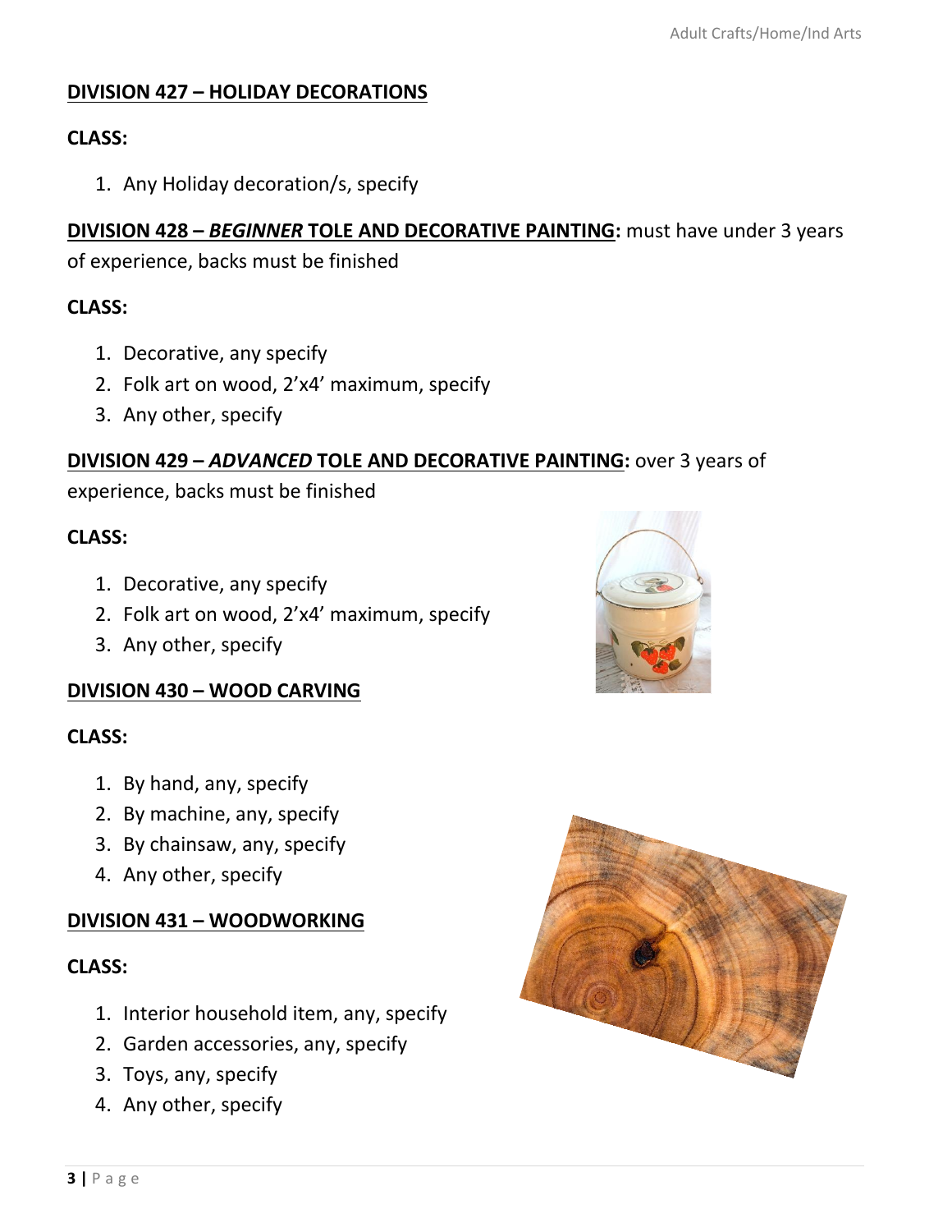**DIVISION 427 – HOLIDAY DECORATIONS**

**CLASS:**

1. Any Holiday decoration/s, specify

**DIVISION 428 – *BEGINNER* TOLE AND DECORATIVE PAINTING:** must have under 3 years of experience, backs must be finished

**CLASS:**

1. Decorative, any specify
2. Folk art on wood, 2'x4' maximum, specify
3. Any other, specify

**DIVISION 429 – *ADVANCED* TOLE AND DECORATIVE PAINTING:** over 3 years of experience, backs must be finished

**CLASS:**

1. Decorative, any specify
2. Folk art on wood, 2'x4' maximum, specify
3. Any other, specify

**DIVISION 430 – WOOD CARVING**

**CLASS:**

1. By hand, any, specify
2. By machine, any, specify
3. By chainsaw, any, specify
4. Any other, specify

**DIVISION 431 – WOODWORKING**

**CLASS:**

1. Interior household item, any, specify
2. Garden accessories, any, specify
3. Toys, any, specify
4. Any other, specify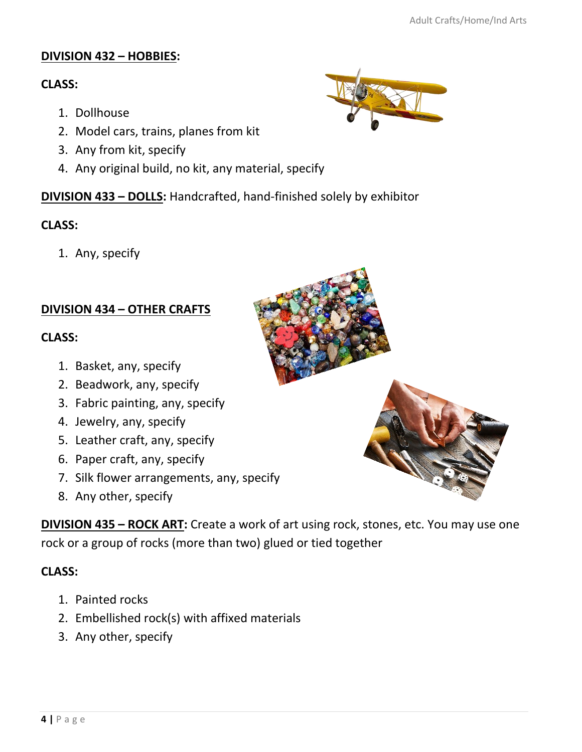**DIVISION 432 – HOBBIES:**

**CLASS:**

1. Dollhouse
2. Model cars, trains, planes from kit
3. Any from kit, specify
4. Any original build, no kit, any material, specify

**DIVISION 433 – DOLLS:** Handcrafted, hand-finished solely by exhibitor

**CLASS:**

1. Any, specify

**DIVISION 434 – OTHER CRAFTS**

**CLASS:**

1. Basket, any, specify
2. Beadwork, any, specify
3. Fabric painting, any, specify
4. Jewelry, any, specify
5. Leather craft, any, specify
6. Paper craft, any, specify
7. Silk flower arrangements, any, specify
8. Any other, specify

**DIVISION 435 – ROCK ART:** Create a work of art using rock, stones, etc. You may use one rock or a group of rocks (more than two) glued or tied together

**CLASS:**

1. Painted rocks
2. Embellished rock(s) with affixed materials
3. Any other, specify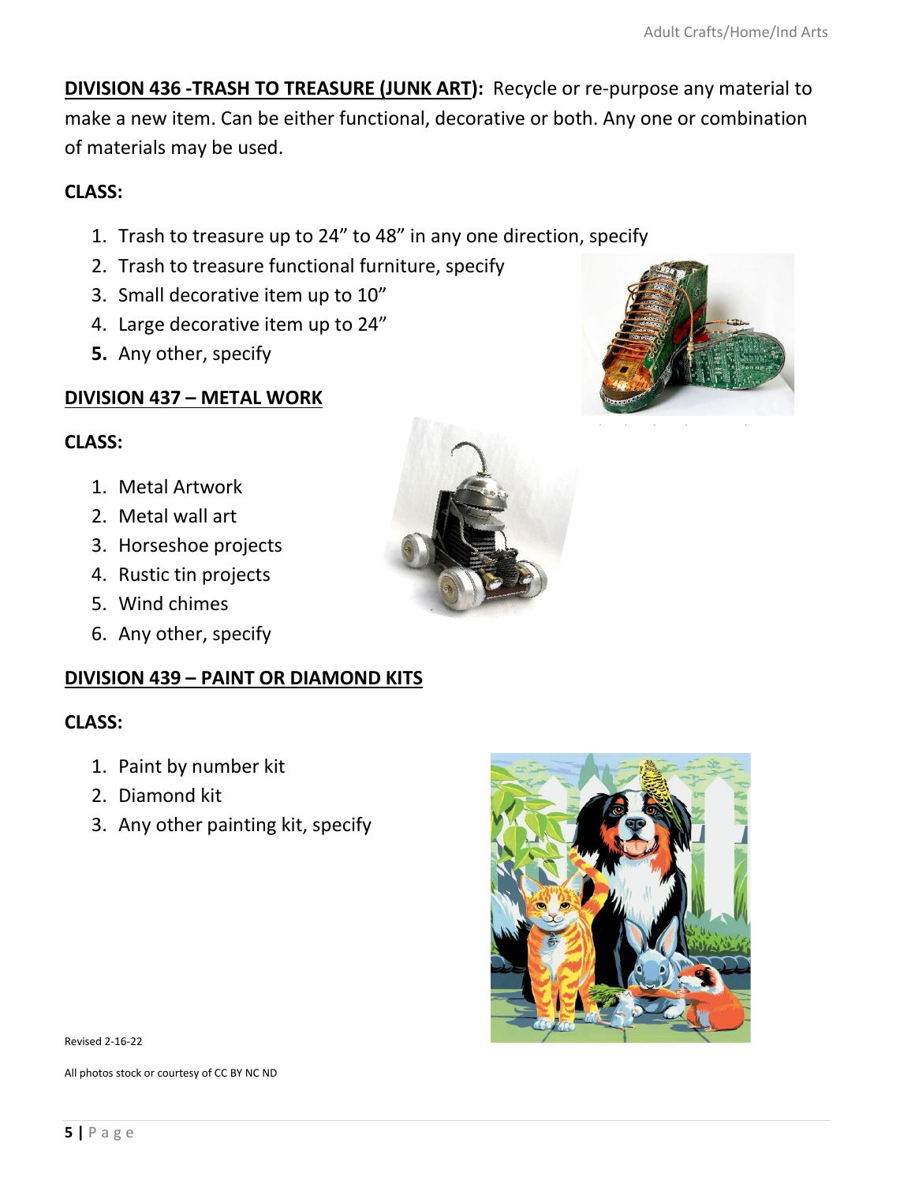**DIVISION 436 -TRASH TO TREASURE (JUNK ART):** Recycle or re-purpose any material to make a new item. Can be either functional, decorative or both. Any one or combination of materials may be used.

**CLASS:**

1. Trash to treasure up to 24" to 48" in any one direction, specify
2. Trash to treasure functional furniture, specify
3. Small decorative item up to 10"
4. Large decorative item up to 24"
5. Any other, specify

**DIVISION 437 – METAL WORK**

**CLASS:**

1. Metal Artwork
2. Metal wall art
3. Horseshoe projects
4. Rustic tin projects
5. Wind chimes
6. Any other, specify

**DIVISION 439 – PAINT OR DIAMOND KITS**

**CLASS:**

1. Paint by number kit
2. Diamond kit
3. Any other painting kit, specify

Revised 2-16-22

All photos stock or courtesy of CC BY NC ND